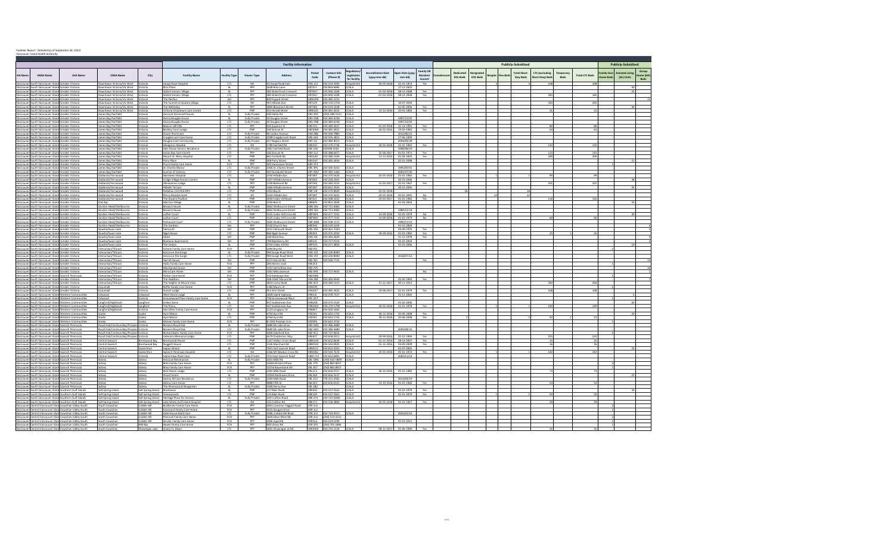Facilities Report - Detailed (as of September 30, 2021)
Vancouver Island Health Authority

| | | | | | Facility Information | | | | | | | | | | Publicly-Subsidized | | | | | | | | | Publicly-Subsidized | | |
|---|---|---|---|---|---|---|---|---|---|---|---|---|---|---|---|---|---|---|---|---|---|---|---|---|---|---|
| HA Name | HSDA Name | LHA Name | CHSA Name | City | Facility Name | Facility Type | Owner Type | Address | Postal Code | Contact Info (Phone #) | Regulation/ Legislation for facility | Accreditation Date (yyyy-mm-dd) | Open Date (yyyy-mm-dd) | Family OR Resident Council | Convalescent | Dedicated EOL Beds | Designated EOL Beds | Respite | Flex Beds | Total Short-Stay Beds | LTC (excluding Short-Stay) Beds | Temporary Beds | Total LTC Beds | Family Care Home Beds | Assisted Living (AL) Units | Group Home (GH) Beds |
| Vancouver Island | South Vancouver Island | Greater Victoria | Downtown Victoria/Vic West | Victoria | Gorge Road Hospital | LTC | HA | 63 Gorge Road East | V9A 1L2 | 250.519.3500 | Hospital Act | 2020-05-01 | 1949-01-01 | Yes | | | | | | | 108 | | 108 | | | |
| Vancouver Island | South Vancouver Island | Greater Victoria | Downtown Victoria/Vic West | Victoria | Rose Manor | AL | PPP | 2.8 Rose Lane | V8T 5L1 | 250.893.6685 | CCALA | | 2012-12-03 | | | | | | | | | | | | 40 | |
| Vancouver Island | South Vancouver Island | Greater Victoria | Downtown Victoria/Vic West | Victoria | Selkirk Seniors Village | AL | PPP | 385 Waterfront Crescent | V8T 5K7 | 250.940.1028 | CCALA | 2019-05-01 | 2008-12-08 | Yes | | | | | | | | | | | 25 | |
| Vancouver Island | South Vancouver Island | Greater Victoria | Downtown Victoria/Vic West | Victoria | Selkirk Seniors Village | LTC | PPP | 385 Waterfront Crescent | V8T 5K7 | 250.940.1028 | CCALA | 2019-05-01 | 2008-12-08 | Yes | | | | | | | 165 | | 165 | | | |
| Vancouver Island | South Vancouver Island | Greater Victoria | Downtown Victoria/Vic West | Victoria | The Pacifica | GH | PPP | 829 Pigott Street | V8W 1S6 | 250.385.2111 | | | | | | | | | | | | | | | | 15 |
| Vancouver Island | South Vancouver Island | Greater Victoria | Downtown Victoria/Vic West | Victoria | The Summit at Quadra Village | LTC | HA | 955 Hillside Ave | V8T 1Z9 | 250.519.6750 | CCALA | | 2020-07-30 | | | | | | | | 320 | | 320 | | | |
| Vancouver Island | South Vancouver Island | Greater Victoria | Downtown Victoria/Vic West | Victoria | The Wellesley | AL | PPP | 2800 Blanshard Street | V8T 5B5 | 250.519.5228 | CCALA | | 2006-01-01 | Yes | | | | | | | | | | | 40 | |
| Vancouver Island | South Vancouver Island | Greater Victoria | Downtown Victoria/Vic West | Victoria | Victoria Chinatown Care Centre | LTC | PPP | 555 Herald Street | V8W 1S5 | 250.381.4322 | CCALA | 2018-12-14 | 1982-01-01 | Yes | | | | | | | 31 | | 31 | | | |
| Vancouver Island | South Vancouver Island | Greater Victoria | James Bay/Fairfield | Victoria | Amica at Somerset House | AL | Fully Private | 540 Dallas Rd | V8V 4X9 | 250.380.9121 | CCALA | | | | | | | | | | | | | | | |
| Vancouver Island | South Vancouver Island | Greater Victoria | James Bay/Fairfield | Victoria | Amica Douglas House | AL | Fully Private | 50 Douglas Street | V8V 2N8 | 250.383.6258 | CCALA | | 1997-12-02 | | | | | | | | | | | | | |
| Vancouver Island | South Vancouver Island | Greater Victoria | James Bay/Fairfield | Victoria | Amica Douglas House | LTC | Fully Private | 50 Douglas Street | V8V 2N8 | 250.383.6258 | CCALA | | 1997-12-02 | | | | | | | | | | | | | |
| Vancouver Island | South Vancouver Island | Greater Victoria | James Bay/Fairfield | Victoria | Beacon Hill Villa | LTC | PPP | 635 Superior St | V8V 1V1 | 250.383.5447 | CCALA | 2019-03-01 | 1991-11-12 | Yes | | | | | | | 80 | | 80 | | | |
| Vancouver Island | South Vancouver Island | Greater Victoria | James Bay/Fairfield | Victoria | Beckley Farm Lodge | LTC | PPP | 530 Simcoe St | V8V 4W4 | 250.381.4421 | CCALA | 2019-12-02 | 1993-01-01 | Yes | | | | | | | 64 | | 64 | | | |
| Vancouver Island | South Vancouver Island | Greater Victoria | James Bay/Fairfield | Victoria | Clover Point Care | LTC | Fully Private | 90 Linden Avenue | V8V 4C8 | 250.590.7085 | CCALA | | 2012-06-29 | | | | | | | | | | | | | |
| Vancouver Island | South Vancouver Island | Greater Victoria | James Bay/Fairfield | Victoria | Craigdarroch Care Home | LTC | Fully Private | 1048 Craigdarroch Road | V8S 2A4 | 250.595.3811 | CCALA | | 1978-08-09 | | | | | | | | | | | | | |
| Vancouver Island | South Vancouver Island | Greater Victoria | James Bay/Fairfield | Victoria | Douglas Care Community | LTC | Fully Private | 867 Niagara Street | V8V 1J4 | 250.384.6751 | CCALA | | 1984-09-25 | | | | | | | | | | | | | |
| Vancouver Island | South Vancouver Island | Greater Victoria | James Bay/Fairfield | Victoria | Glengarry Hospital | LTC | HA | 1780 Fairfield Rd | V8S 1G7 | 250.370.5736 | Hospital Act | 2020-05-01 | 1965-01-01 | Yes | | | | | | | 135 | | 135 | | | |
| Vancouver Island | South Vancouver Island | Greater Victoria | James Bay/Fairfield | Victoria | Hart House Seniors Residence | LTC | Fully Private | 1961 Fairfield Road | V8S 1H5 | 250.598.3542 | CCALA | | 1986-08-19 | | | | | | | | | | | | | |
| Vancouver Island | South Vancouver Island | Greater Victoria | James Bay/Fairfield | Victoria | James Bay Care Centre | LTC | PPP | 336 Simcoe St | V8V 1L2 | 250.388.6457 | CCALA | 2016-10-01 | 1991-01-01 | Yes | | | | | | | 115 | | 115 | | | |
| Vancouver Island | South Vancouver Island | Greater Victoria | James Bay/Fairfield | Victoria | Mount St. Mary Hospital | LTC | PPP | 861 Fairfield Rd | V8V 5A9 | 250.480.3100 | Hospital Act | 2018-12-01 | 2003-01-01 | Yes | | | | | | | 200 | | 200 | | | |
| Vancouver Island | South Vancouver Island | Greater Victoria | James Bay/Fairfield | Victoria | Parry Place | AL | PPP | 308 Parry Street | V8V 2H8 | 250.382.4443 | CCALA | | 2008-01-01 | | | | | | | | | | | | 21 | |
| Vancouver Island | South Vancouver Island | Greater Victoria | James Bay/Fairfield | Victoria | Pryce Family Care Home | FCH | PPP | 343 Vancouver Street | V8V 3T3 | | | | | | | | | | | | | | | 1 | | |
| Vancouver Island | South Vancouver Island | Greater Victoria | James Bay/Fairfield | Victoria | St. Charles Manor | LTC | Fully Private | 1006 St. Charles Street | V8S 3P6 | 250.595.8255 | CCALA | | 1995-05-01 | | | | | | | | | | | | | |
| Vancouver Island | South Vancouver Island | Greater Victoria | James Bay/Fairfield | Victoria | Sunrise of Victoria | LTC | Fully Private | 920 Humboldt Street | V8V 4W7 | 250.383.1366 | CCALA | | 2001-07-30 | | | | | | | | | | | | | |
| Vancouver Island | South Vancouver Island | Greater Victoria | Oaklands/Fernwood | Victoria | Aberdeen Hospital | LTC | HA | 1450 Hillside Ave | V8T 2B7 | 250.370.5626 | Hospital Act | 2020-05-01 | 1992-01-01 | Yes | | | | 1 | | 1 | 99 | | 99 | | | |
| Vancouver Island | South Vancouver Island | Greater Victoria | Oaklands/Fernwood | Victoria | Bridge Village Seniors Centre | AL | PPP | 1307 Hillside Avenue | V8T 0A2 | 250.220.2501 | CCALA | | 2019-08-01 | | | | | | | | | | | | 48 | |
| Vancouver Island | South Vancouver Island | Greater Victoria | Oaklands/Fernwood | Victoria | Glenwarren Lodge | LTC | PPP | 1230 Balmoral Rd | V8T 1B3 | 250.383.2323 | Hospital Act | 2019-05-01 | 1967-01-01 | Yes | | | | | | | 101 | | 101 | | | |
| Vancouver Island | South Vancouver Island | Greater Victoria | Oaklands/Fernwood | Victoria | Hillside Terrace | AL | PPP | 1440 Hillside Avenue | V8T 2B7 | 250.812.2925 | CCALA | | 2012-01-01 | | | | | | | | | | | | 45 | |
| Vancouver Island | South Vancouver Island | Greater Victoria | Oaklands/Fernwood | Victoria | Palliative Unit RJH-RPS | LTC | PPP | 1952 Bay St | V8R 1J8 | 250.370.8000 | Hospital Act | 2020-05-01 | | | | 18 | | | | 18 | | | | | | |
| Vancouver Island | South Vancouver Island | Greater Victoria | Oaklands/Fernwood | Victoria | Respite Hotel | LTC | HA | 1454 Hillside Ave | V8T 2B7 | 250.370.5641 | Hospital Act | 2020-05-01 | 2005-01-01 | No | | | | 32 | | 32 | | | | | | |
| Vancouver Island | South Vancouver Island | Greater Victoria | Oaklands/Fernwood | Victoria | The Kiwanis Pavilion | LTC | PPP | 3034 Cedar Hill Road | V8T 3J3 | 250.598.2022 | CCALA | 2019-03-01 | 1962-01-01 | Yes | | | | | | | 116 | | 116 | | | |
| Vancouver Island | South Vancouver Island | Greater Victoria | Oak Bay | Victoria | Marrion Village | AL | PPP | 1950 Bee St | V8R 6P6 | 250.853.3026 | CCALA | | 2004-01-01 | | | | | | | | | | | | 50 | |
| Vancouver Island | South Vancouver Island | Greater Victoria | Gordon Head/Shelbourne | Victoria | Berwick House | AL | Fully Private | 4062 Shelbourne Street | V8N 6J6 | 250.721.4062 | CCALA | | | | | | | | | | | | | | | |
| Vancouver Island | South Vancouver Island | Greater Victoria | Gordon Head/Shelbourne | Victoria | Berwick House | LTC | Fully Private | 4062 Shelbourne Street | V8N 6J6 | 250.721.4062 | CCALA | | 1989-12-18 | | | | | | | | | | | | | |
| Vancouver Island | South Vancouver Island | Greater Victoria | Gordon Head/Shelbourne | Victoria | Luther Court | AL | PPP | 1525 Cedar Hill Cross Rd | V8P 5M1 | 250.477.7241 | CCALA | 2019-09-01 | 1979-01-01 | No | | | | | | | | | | | 30 | |
| Vancouver Island | South Vancouver Island | Greater Victoria | Gordon Head/Shelbourne | Victoria | Luther Court | LTC | PPP | 1525 Cedar Hill Cross Rd | V8P 5M1 | 250.477.7241 | CCALA | 2019-09-01 | 1979-01-01 | No | | | | | | | 60 | | 60 | | | |
| Vancouver Island | South Vancouver Island | Greater Victoria | Gordon Head/Shelbourne | Victoria | Prestwood Court | LTC | Fully Private | 3000 Shelbourne Street | V8R 4M8 | 250.598.1575 | CCALA | | 1983-11-16 | | | | | | | | | | | | | |
| Vancouver Island | South Vancouver Island | Greater Victoria | Gordon Head/Shelbourne | Victoria | The Gardens | GH | PPP | 1590 Church Ave | V8P 2H1 | 250.519.5250 | | | 2006-01-01 | | | | | | | | | | | | | 3 |
| Vancouver Island | South Vancouver Island | Greater Victoria | Quadra/Swan Lake | Victoria | Falmouth | GH | PPP | 3351 Falmouth Road | V8P 3K6 | 250.361.3393 | | | 1976-01-01 | | | | | | | | | | | | | 4 |
| Vancouver Island | South Vancouver Island | Greater Victoria | Quadra/Swan Lake | Victoria | Nigel House | LTC | PPP | 3516 Nigel Avenue | V8X 4R5 | 250.475.2150 | CCALA | 2020-05-01 | 1993-01-01 | Yes | | | | | | | 23 | 1 | 24 | | | |
| Vancouver Island | South Vancouver Island | Greater Victoria | Quadra/Swan Lake | Victoria | Olivet | GH | PPP | 210 Obed Ave | V9A 1J9 | 250.383.2669 | | | 1978-12-31 | Yes | | | | | | | | | | | | 6 |
| Vancouver Island | South Vancouver Island | Greater Victoria | Quadra/Swan Lake | Victoria | Rainbow Apartments | GH | PPP | 793 Blackberry Rd | V8X 3J9 | 250.727.9114 | | | 2003-01-01 | | | | | | | | | | | | | 4 |
| Vancouver Island | South Vancouver Island | Greater Victoria | Quadra/Swan Lake | Victoria | The Cedars | AL | PPP | 3750 Cedar Hill Rd | V8P 5V5 | 250.477.8850 | CCALA | | 2006-01-01 | | | | | | | | | | | | 10 | |
| Vancouver Island | South Vancouver Island | Greater Victoria | Interurban/Tillicum | Saanich | Scheck Family Care Home | FCH | PPP | 1094 Roy Rd | V8Z 2X2 | | | | | | | | | | | | | | | 1 | | |
| Vancouver Island | South Vancouver Island | Greater Victoria | Interurban/Tillicum | Victoria | Amica on the Gorge | AL | Fully Private | 994 Gorge Road West | V9A 1P1 | 250.220.8080 | CCALA | | | | | | | | | | | | | | | |
| Vancouver Island | South Vancouver Island | Greater Victoria | Interurban/Tillicum | Victoria | Amica on the Gorge | LTC | Fully Private | 994 Gorge Road West | V9A 1P1 | 250.220.8080 | CCALA | | 2016-07-14 | | | | | | | | | | | | | |
| Vancouver Island | South Vancouver Island | Greater Victoria | Interurban/Tillicum | Victoria | Harriet House | GH | PPP | 3272 Harriet Rd | V8Z 3S2 | 250.590.7735 | | | | Yes | | | | | | | | | | | | 14 |
| Vancouver Island | South Vancouver Island | Greater Victoria | Interurban/Tillicum | Victoria | Hicks Family Care Home | FCH | PPP | 295 Hector road | V9B 2C3 | | | | | | | | | | | | | | | 1 | | |
| Vancouver Island | South Vancouver Island | Greater Victoria | Interurban/Tillicum | Victoria | Macdonald House | GH | PPP | 1251 Santa Rosa Ave | V8Z 2V5 | | | | | | | | | | | | | | | | | 10 |
| Vancouver Island | South Vancouver Island | Greater Victoria | Interurban/Tillicum | Victoria | Mana Care Home | GH | PPP | 1061 Mana Avenue | V8Z 6P8 | 250.727.9450 | CCALA | | | No | | | | | | | | | | | | 1 |
| Vancouver Island | South Vancouver Island | Saanich Peninsula | Interurban/Tillicum | Victoria | Parker Care Home | FCH | PPP | 312 Kamloops Ave | V8Z 1N9 | | | | | | | | | | | | | | | 1 | | |
| Vancouver Island | South Vancouver Island | Greater Victoria | Interurban/Tillicum | Victoria | The Heights | GH | PPP | 3081 Tillicum Rd | V9A 2B2 | 250.383.9990 | | | 2003-06-26 | Yes | | | | | | | | | | | | 7 |
| Vancouver Island | South Vancouver Island | Greater Victoria | Interurban/Tillicum | Victoria | The Heights at Mount View | LTC | PPP | 3814 Carey Road | V8Z 4C4 | 250.384.1313 | CCALA | 2019-11-23 | 2013-11-20 | | | | | | | | 260 | | 260 | | | |
| Vancouver Island | South Vancouver Island | Greater Victoria | Esquimalt | Victoria | Ruffle Family Care Home | FCH | PPP | 1183 Munro St | V9A 5P5 | | | | | | | | | | | | | | | 1 | | |
| Vancouver Island | South Vancouver Island | Greater Victoria | Esquimalt | Victoria | Sunset Lodge | LTC | PPP | 952 Arm Street | V9A 4G7 | 250.385.3422 | CCALA | 2019-06-01 | 1979-01-01 | Yes | | | | | | | 108 | | 108 | | | |
| Vancouver Island | South Vancouver Island | Western Communities | Colwood | Colwood | West Shore Lodge | AL | PPP | 1828 Island Highway | V9B 1J2 | 250.478.7527 | CCALA | | 2013-11-01 | | | | | | | | | | | | 8 | |
| Vancouver Island | South Vancouver Island | Western Communities | Colwood | Victoria | Greenwood Place Family Care Home | FCH | PPP | 728 Greenwood Place | V9C 2X7 | | | | | | | | | | | | | | | 1 | | |
| Vancouver Island | South Vancouver Island | Western Communities | Langford/Highlands | Langford | Idalin Annie | AL | PPP | 817 Goldstream Ave | V9B 2X8 | 250.474.1524 | CCALA | | 2006-01-01 | | | | | | | | | | | | 40 | |
| Vancouver Island | South Vancouver Island | Western Communities | Langford/Highlands | Langford | The Priory | LTC | HA | 567 Goldstream Ave | V9B 2W4 | 250.370.5790 | Hospital Act | 2020-05-01 | 1978-01-01 | Yes | | | | 1 | | 1 | 149 | | 149 | | | |
| Vancouver Island | South Vancouver Island | Western Communities | Langford/Highlands | Victoria | Den Otter Family Care Home | FCH | PPP | 2123 Longspur Dr | V9B 5N1 | 250.592.1465 | | | | | | | | | | | | | | 1 | | |
| Vancouver Island | South Vancouver Island | Western Communities | Sooke | Sooke | Ayre Manor | AL | PPP | 6764 Ayre Rd | V9Z 1K1 | 250.642.1750 | CCALA | 2018-12-01 | 2008-08-08 | | | | | | | | | | | | | |
| Vancouver Island | South Vancouver Island | Western Communities | Sooke | Sooke | Ayre Manor | LTC | PPP | 6764 Ayre Rd | V9Z 1K1 | 250.642.1750 | CCALA | 2018-12-01 | 2008-08-08 | Yes | | 3 | | | | 3 | 30 | | 33 | | | |
| Vancouver Island | South Vancouver Island | Western Communities | Sooke | Sooke | Kolner Family Care Home | FCH | PPP | 6-7301 Powder Cres | V9Z 0P6 | 250.642.3733 | | | | | | | | | | | | | | 1 | | |
| Vancouver Island | South Vancouver Island | Saanich Peninsula | Royal Oak/Cordova Bay/Prospect Lake | Victoria | Berwick Royal Oak | AL | Fully Private | 4680 Elk Lake Drive | V8Z 5M1 | 250.386.4680 | CCALA | | | | | | | | | | | | | | | |
| Vancouver Island | South Vancouver Island | Saanich Peninsula | Royal Oak/Cordova Bay/Prospect Lake | Victoria | Berwick Royal Oak | LTC | Fully Private | 4680 Elk Lake Drive | V8Z 5M1 | 250.386.4680 | CCALA | | 2009-08-31 | | | | | | | | | | | | | |
| Vancouver Island | South Vancouver Island | Saanich Peninsula | Royal Oak/Cordova Bay/Prospect Lake | Victoria | Richard Baker Family Care Home | FCH | PPP | 6336 Stanford Ave | V8Z 3C3 | 250.727.0642 | | | | | | | | | | | | | | 1 | | |
| Vancouver Island | South Vancouver Island | Saanich Peninsula | Royal Oak/Cordova Bay/Prospect Lake | Victoria | Veterans Memorial Lodge | LTC | PPP | 4579 Chatterton Way | V8X 4Y7 | 250.658.0311 | Hospital Act | 2019-05-01 | 1995-01-01 | Yes | | | | | | | 225 | | 225 | | | |
| Vancouver Island | South Vancouver Island | Saanich Peninsula | Central Saanich | Brentwood Bay | Brentwood House | LTC | PPP | 1167 Verdier Ave | V8M 1H4 | 250.652.0648 | CCALA | 2019-11-01 | 1967-12-07 | Yes | | | | | | | 15 | | 15 | | | |
| Vancouver Island | South Vancouver Island | Saanich Peninsula | Central Saanich | Brentwood Bay | Sluggett House | LTC | PPP | 1336 Marchant Rd | V8M 1X6 | 250.544.0925 | CCALA | 2019-11-01 | 2009-09-01 | Yes | | | | | | | 16 | | 16 | | | |
| Vancouver Island | South Vancouver Island | Saanich Peninsula | Central Saanich | Saanichton | Legion Manor | AL | PPP | 7601 East Saanich Road | V8M 1Z6 | 250.652.3261 | CCALA | | 2005-01-01 | | | | | | | | | | | | 20 | |
| Vancouver Island | South Vancouver Island | Saanich Peninsula | Central Saanich | Saanichton | Saanich Peninsula Hospital | LTC | HA | 2166 Mt Newton Cross Rd | V8M 2B2 | 250.544.7676 | Hospital Act | 2020-05-01 | 1972-01-01 | Yes | | | | | | | 142 | | 142 | | | |
| Vancouver Island | South Vancouver Island | Saanich Peninsula | Central Saanich | Saanichton | Island View Place Care | LTC | Fully Private | 7014 East Saanich Road | V8M 1Y3 | 250.652.0091 | CCALA | | 2000-11-14 | | | | | | | | | | | | | |
| Vancouver Island | South Vancouver Island | Saanich Peninsula | Sidney | Sidney | Amica at Beechwood | AL | Fully Private | 2315 Mills Rd | V8L 5W6 | (250) 655-0849 | CCALA | | | | | | | | | | | | | | | |
| Vancouver Island | South Vancouver Island | Saanich Peninsula | Sidney | Sidney | Brito Family Care Home | FCH | PPP | 10069 Victoria Place | V8L 3T3 | 250.882.8057 | | | | | | | | | | | | | | 1 | | |
| Vancouver Island | South Vancouver Island | Saanich Peninsula | Sidney | Sidney | Brito Family Care Home | FCH | PPP | 10156 Resthaven Rd | V8L 4E7 | 250.882.8057 | | | | | | | | | | | | | | 1 | | |
| Vancouver Island | South Vancouver Island | Saanich Peninsula | Sidney | Sidney | Rest Haven Lodge | LTC | PPP | 2281 Mills Road | V8L 2C3 | 250.656.0717 | CCALA | 2018-10-01 | 1982-01-01 | Yes | | | | | | | 73 | | 73 | | | |
| Vancouver Island | South Vancouver Island | Saanich Peninsula | Sidney | Sidney | Shoal Centre | AL | PPP | 10030 Resthaven Drive | V8L 3G4 | 250.656.5537 | CCALA | | | | | | | | | | | | | | 25 | |
| Vancouver Island | South Vancouver Island | Saanich Peninsula | Sidney | Sidney | Sidney All Care Residence | LTC | Fully Private | 2269 Mills Road | V8L 2C3 | 778.351.2585 | CCALA | | 2014-04-14 | | | | | | | | | | | | | |
| Vancouver Island | South Vancouver Island | Saanich Peninsula | Sidney | Sidney | Sidney Care Home | LTC | PPP | 9888 Fifth St | V8L 2X3 | 250.656.0121 | CCALA | 2020-10-01 | 1966-01-01 | Yes | | | | | | | 54 | | 54 | | | |
| Vancouver Island | South Vancouver Island | Saanich Peninsula | Sidney | Sidney | The Peninsula at Norgarden | AL | Fully Private | 2290 Henry Ave | V8L 2B2 | | CCALA | | | | | | | | | | | | | | | |
| Vancouver Island | South Vancouver Island | Southern Gulf Islands | Salt Spring Island | Salt Spring Island | Braehaven | AL | PPP | 137 Blain Road | V8K 0A3 | 250.537.5661 | CCALA | | 1979-01-01 | | | | | | | | | | | | 30 | |
| Vancouver Island | South Vancouver Island | Southern Gulf Islands | Salt Spring Island | Salt Spring Island | Greenwoods | LTC | PPP | 133 Blain Road | V8K 1Z9 | 250.537.5561 | CCALA | | 1979-01-01 | Yes | | | | 1 | | 1 | 50 | | 50 | | | |
| Vancouver Island | South Vancouver Island | Southern Gulf Islands | Salt Spring Island | Salt Spring Island | Heritage Place for Seniors | AL | Fully Private | 120 Crofton Rd | V8K 2Y3 | 250.537.9338 | CCALA | | | | | | | | | | | | | | | |
| Vancouver Island | South Vancouver Island | Southern Gulf Islands | Salt Spring Island | Salt Spring Island | Lady Minto Gulf Islands Hospital | LTC | HA | 135 Crofton Rd | V8K 1T1 | 250.538.4800 | Hospital Act | 2020-05-01 | 1957-01-01 | Yes | | | | | | | 29 | | 29 | | | |
| Vancouver Island | Central Vancouver Island | Cowichan Valley South | South Cowichan | Cobble Hill | Brodersen Family Care Home | FCH | PPP | 3001 Cameron Taggart Road | V0R 1L6 | | | | | | | | | | | | | | | 1 | | |
| Vancouver Island | Central Vancouver Island | Cowichan Valley South | South Cowichan | Cobble Hill | Edelstand Family Care Home | FCH | PPP | 3513 Douglas Drive | V0R 1L2 | | | | | | | | | | | | | | | 1 | | |
| Vancouver Island | Central Vancouver Island | Cowichan Valley South | South Cowichan | Cobble Hill | Hilltop Cobble Hill Care | LTC | Fully Private | 3882 Cobble Hill Road | V0R 1L2 | 250.743.4913 | CCALA | | 2003-03-26 | | | | | | | | | | | | | |
| Vancouver Island | Central Vancouver Island | Cowichan Valley South | South Cowichan | Cobble Hill | Peacock Family Care Home | FCH | PPP | 1829 Silver Mine Rd | V0R 1L6 | (250) 519-0115 | | | | | | | | | | | | | | 1 | | |
| Vancouver Island | Central Vancouver Island | Cowichan Valley South | South Cowichan | Cobble Hill | Sinclair Family Care Home | FCH | PPP | 2006 Ingot Rd | V0R 1L6 | 250.519.5299 | | | 2021-01-01 | | | | | | | | | | | 1 | | |
| Vancouver Island | Central Vancouver Island | Cowichan Valley South | South Cowichan | Mill Bay | Nowel Family Care Home | FCH | PPP | 900 Ushiw Rd | V0R 2P2 | (250) 715-1866 | | | | | | | | | | | | | | 1 | | |
| Vancouver Island | Central Vancouver Island | Cowichan Valley South | South Cowichan | Shawnigan Lake | Acacia Ty Mawr | LTC | PPP | 2655 Shawnigan Lk Rd | V0R 2W0 | 250.743.2124 | CCALA | 2019-08-11 | 1990-01-01 | Yes | | | | | | | 35 | | 35 | | | |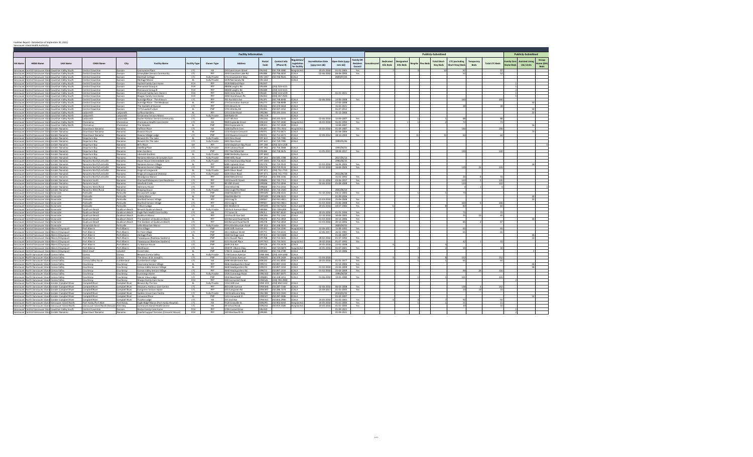Facilities Report - Detailed (as of September 30, 2021)
Vancouver Island Health Authority

| | | | | | Facility Information | | | | | | | | | | Publicly-Subsidized | | | | | | | | | Publicly-Subsidized | | |
|---|---|---|---|---|---|---|---|---|---|---|---|---|---|---|---|---|---|---|---|---|---|---|---|---|---|---|
| HA Name | HSDA Name | LHA Name | CHSA Name | City | Facility Name | Facility Type | Owner Type | Address | Postal Code | Contact Info (Phone #) | Regulation/ Legislation for facility | Accreditation Date (yyyy-mm-dd) | Open Date (yyyy-mm-dd) | Family Or Resident Council | Convalescent | Dedicated EOL Beds | Designated EOL Beds | Respite | Flex Beds | Total Short-Stay Beds | LTC (excluding Short-Stay) Beds | Temporary Beds | Total LTC Beds | Family Care Home Beds | Assisted Living (AL) Units | Group Home (GH) Beds |
| Vancouver Island | Central Vancouver Island | Cowichan Valley South | Central Cowichan | Duncan | Cairnsmore Place | LTC | HA | 250 Cairnsmore Street | V9L 4H2 | 250-709-3080 | Hospital Act | 28-05-2019 | 01-01-1965 | Yes | | 7 | | 3 | | 10 | 97 | | 97 | | | |
| Vancouver Island | Central Vancouver Island | Cowichan Valley South | Central Cowichan | Duncan | Cerwydden Seniors Community | LTC | PPP | 3243 Cowichan Lake Rd | V9L 4B4 | 250-746-9432 | CCALA | 02-06-2016 | 06-06-2010 | Yes | | | | | | | 52 | | 52 | | | |
| Vancouver Island | Central Vancouver Island | Cowichan Valley South | Central Cowichan | Duncan | Deertrail Cottages | LTC | Fully Private | 1711 Escarpment Way | V9L 5W7 | 250-746-9641 | CCALA | | 2009/07/03 | | | | | | | | | | | | | |
| Vancouver Island | Central Vancouver Island | Cowichan Valley South | Central Cowichan | Duncan | Heritage Manor | AL | Fully Private | 3478 Norwood Rd | V9L 6G4 | | CCALA | | | | | | | | | | | | | | | |
| Vancouver Island | Central Vancouver Island | Cowichan Valley South | Central Cowichan | Duncan | Hazted Family Care Home | FCH | PPP | 3226 Midland Place | V9L 6H7 | | | | | | | | | | | | | | | 1 | | |
| Vancouver Island | Central Vancouver Island | Cowichan Valley South | Central Cowichan | Duncan | Pinewood Group A | FCH | PPP | 3800B Lasgby Rd. | V9L 6B8 | (250) 510-6115 | | | | | | | | | | | | | | 1 | | |
| Vancouver Island | Central Vancouver Island | Cowichan Valley South | Central Cowichan | Duncan | Pinewood Group B | FCH | PPP | 3802B Lasgby Rd. | V9L 6B8 | (250) 510-6115 | | | | | | | | | | | | | | 2 | | |
| Vancouver Island | Central Vancouver Island | Cowichan Valley South | Central Cowichan | Duncan | Peacock Family Care Home C | FCH | PPP | 3602 Vista View Pl | V9L 6A6 | (250) 510-5229 | | | 01-01-2021 | | | | | | | | | | | 1 | | |
| Vancouver Island | Central Vancouver Island | Cowichan Valley South | Central Cowichan | Duncan | Reagan Family Care Home | FCH | PPP | 3094 Stonehaven Pl | V9L 5N3 | (250) 497-2501 | | | | | | | | | | | | | | 1 | | |
| Vancouver Island | Central Vancouver Island | Cowichan Valley South | Central Cowichan | Duncan | Sunridge Place - The Arbours | LTC | PPP | 361 Bundock Ave | V9L 3P1 | 250-748-8048 | CCALA | 02-06-2016 | 23-05-2008 | Yes | | | | | | | 160 | | 160 | | | |
| Vancouver Island | Central Vancouver Island | Cowichan Valley South | Central Cowichan | Duncan | Sunridge Place - The Meadows | AL | PPP | 574 Coronation Avenue | V9L 2T9 | 250-748-8048 | CCALA | | 27-05-2008 | | | | | | | | | | | | 50 | |
| Vancouver Island | Central Vancouver Island | Cowichan Valley South | Central Cowichan | Duncan | The Hamlets at Duncan | LTC | PPP | 2591 Beverly St | V9L 5R3 | 250-770-1644 | CCALA | | 31-03-2021 | | | | | | | | 38 | | 38 | | | |
| Vancouver Island | Central Vancouver Island | Cowichan Valley South | Central Cowichan | Duncan | Ts'i'ts'uwatul' Lelum | AL | PNP | 5755 Allenby Rd | V9L 0B6 | 250-597-2252 | CCALA | | 01-07-2012 | | | | | | | | | | | | 10 | |
| Vancouver Island | Central Vancouver Island | Cowichan Valley North | Ladysmith | Ladysmith | La Rosa Gardens | AL | PPP | 1211 Cloke Road | V9G 1B8 | 250-245-3316 | CCALA | | 31-12-2009 | | | | | | | | | | | | 22 | |
| Vancouver Island | Central Vancouver Island | Cowichan Valley North | Ladysmith | Ladysmith | Oak Ridge Ct | LTC | Fully Private | 364 Ridge Ct | V9G 1L9 | | CCALA | | | | | | | | | | | | | | | |
| Vancouver Island | Central Vancouver Island | Cowichan Valley North | Ladysmith | Ladysmith | Oyster Harbour Seniors Community | LTC | PPP | 1127 4th Ave | V9G 1A4 | 250-245-3318 | CCALA | 02-06-2016 | 15-09-2007 | Yes | | | 1 | | | 1 | 88 | | 88 | | | |
| Vancouver Island | Central Vancouver Island | Cowichan Valley North | Chemainus | Chemainus | Chemainus Health Care Centre | LTC | HA | 9909 Esplanade Street | V0R 1K1 | 250-737-2040 | Hospital Act | 20-05-2019 | 01-01-1994 | Yes | | | 1 | 1 | | 2 | 73 | | 73 | | | |
| Vancouver Island | Central Vancouver Island | Cowichan Valley North | Chemainus | Chemainus | The Steeples | AL | PNP | 9910 Esplanade St | V0R 1K1 | 250-737-2028 | CCALA | | 15-04-2007 | | | | | | | | | | | | 16 | |
| Vancouver Island | Central Vancouver Island | Greater Nanaimo | Downtown Nanaimo | Nanaimo | Dufferin Place | LTC | HA | 1200 Dufferin Cres | V9S 2B7 | 250-755-7632 | Hospital Act | 20-05-2019 | 01-09-1997 | Yes | | | | | | | 146 | | 146 | | | |
| Vancouver Island | Central Vancouver Island | Greater Nanaimo | Downtown Nanaimo | Nanaimo | Kiwanis House | AL | PNP | 1233 Kiwanis Crescent | V9S 5Y1 | 250-753-6471 | CCALA | | 01-04-2000 | | | | | | | | | | | | 73 | |
| Vancouver Island | Central Vancouver Island | Greater Nanaimo | Downtown Nanaimo | Nanaimo | Kiwanis Village Lodge | LTC | PNP | 1233 Kiwanis Crescent | V9S 5Y1 | 250-753-6471 | CCALA | 22-09-2014 | 28-10-2003 | Yes | | | | 11 | | 11 | 64 | | 64 | | | |
| Vancouver Island | Central Vancouver Island | Greater Nanaimo | Departure Bay | Nanaimo | Berwick On The Lake | AL | Fully Private | 3201 Ross Road | V9T 6E8 | | CCALA | | | | | | | | | | | | | | | |
| Vancouver Island | Central Vancouver Island | Greater Nanaimo | Departure Bay | Nanaimo | Berwick On The Lake | LTC | Fully Private | 3201 Ross Road | V9T 6E8 | 250-729-7995 | CCALA | | 1999/05/06 | | | | | | | | | | | | | |
| Vancouver Island | Central Vancouver Island | Greater Nanaimo | Departure Bay | Nanaimo | Bill's Place | GH | PPP | 3254 Departure Bay Road | V9T 1B8 | (250) 325-5228 | | | | | | | | | | | | | | | | 6 |
| Vancouver Island | Central Vancouver Island | Greater Nanaimo | Departure Bay | Nanaimo | Dwelling Place | LTC | Fully Private | 2640 Labieux Road | V9T 3M1 | 250-756-3006 | CCALA | | 1993/04/21 | | | | | | | | | | | | | |
| Vancouver Island | Central Vancouver Island | Greater Nanaimo | Departure Bay | Nanaimo | Eden Gardens | LTC | PNP | 1917 Northfield Rd | V9S 3B6 | 250-758-4676 | CCALA | 01-09-2016 | 28-06-2017 | Yes | | | | | | | 130 | | 130 | | | |
| Vancouver Island | Central Vancouver Island | Greater Nanaimo | Departure Bay | Nanaimo | Lakeside Gardens | AL | Fully Private | 3088 Andesley Avenue | V9T 6M6 | | CCALA | | | | | | | | | | | | | | | |
| Vancouver Island | Central Vancouver Island | Greater Nanaimo | Departure Bay | Nanaimo | Nanaimo Memory & Complex Care | LTC | Fully Private | 3989 Wills Road | V9T 2H4 | 250-585-3789 | CCALA | | 2017/05/13 | | | | | | | | | | | | | |
| Vancouver Island | Central Vancouver Island | Greater Nanaimo | Departure Bay | Nanaimo | Dover House Intermediate Care | LTC | Fully Private | 6155 Hammond Bay Road | V9T 5M4 | 250-756-3000 | CCALA | | 1996/06/25 | | | | | | | | | | | | | |
| Vancouver Island | Central Vancouver Island | Greater Nanaimo | Nanaimo North/Lantzville | Nanaimo | Nanaimo Seniors Village | AL | PPP | 6085 Uplands Drive | V9V 1T8 | 250-729-9524 | CCALA | 01-02-2018 | 16-04-2006 | Yes | | | | | | | | | | | 18 | |
| Vancouver Island | Central Vancouver Island | Greater Nanaimo | Nanaimo North/Lantzville | Nanaimo | Nanaimo Seniors Village | LTC | PPP | 6085 Uplands Drive | V9V 1T8 | 250-729-9524 | CCALA | 01-02-2018 | 16-04-2006 | Yes | | | | | | | 110 | 25 | 135 | | | |
| Vancouver Island | Central Vancouver Island | Greater Nanaimo | Nanaimo North/Lantzville | Nanaimo | Origin at Longwood | AL | Fully Private | 6205 Oliver Road | V9T 6T3 | (250) 751-7756 | CCALA | | | | | | | | | | | | | | | |
| Vancouver Island | Central Vancouver Island | Greater Nanaimo | Nanaimo North/Lantzville | Nanaimo | Origin at Longwood (Victoria) | LTC | Fully Private | 6205 Oliver Road | V9T 6T3 | (250) 751-7756 | CCALA | | 2011/08/28 | | | | | | | | | | | | | |
| Vancouver Island | Central Vancouver Island | Greater Nanaimo | Nanaimo North/Lantzville | Nanaimo | Woodgrove Manor | LTC | PPP | 6304 Metral Drive | V9T 2L8 | 250-390-1006 | CCALA | | 31-01-1992 | Yes | | | | | | | 26 | 8 | 34 | | | |
| Vancouver Island | Central Vancouver Island | Greater Nanaimo | Nanaimo South | Nanaimo | Chartwell Malaspina Care Residence | LTC | PPP | 220 Eleventh Street | V9R 6V6 | 250-741-7711 | CCALA | 15-11-2018 | 09-06-2017 | Yes | | | | | | | 133 | 2 | 135 | | | |
| Vancouver Island | Central Vancouver Island | Greater Nanaimo | Nanaimo South | Nanaimo | Wexford Creek | LTC | PPP | 80 10th Street | V9R 6A8 | 250-753-4044 | CCALA | 02-06-2018 | 05-08-2008 | Yes | | | | | | | 150 | | 150 | | | |
| Vancouver Island | Central Vancouver Island | Greater Nanaimo | Nanaimo West/Rural | Nanaimo | Harmony House | LTC | PPP | 2316 Arbot Rd | V9R 6S8 | 250-753-2316 | CCALA | | | | | | | | | | 3 | | 3 | | | 1 |
| Vancouver Island | Central Vancouver Island | Greater Nanaimo | Nanaimo West/Rural | Nanaimo | Keeping House | LTC | Fully Private | 2250 Eagle Pst Road | V9X 1X7 | 250-716-2020 | CCALA | | 2001/06/14 | | | | | | | | | | | | | |
| Vancouver Island | Central Vancouver Island | Oceanside | Parksville | Parksville | Arrowsmith Lodge | LTC | PPP | 266 Moilliet St | V9P 1M9 | 250-248-4331 | CCALA | 01-10-2019 | 03-11-2001 | Yes | | | 1 | | | 1 | 74 | | 74 | | | |
| Vancouver Island | Central Vancouver Island | Oceanside | Parksville | Parksville | Cokely Manor | AL | PPP | 266 Moilliet St | V9P 1M9 | 250-248-4331 | CCALA | | 01-09-2006 | | | | | | | | | | | | 30 | |
| Vancouver Island | Central Vancouver Island | Oceanside | Parksville | Parksville | Stanford Seniors Village | AL | PPP | 250 Craig St | V9P 0A7 | 250-951-0811 | CCALA | 01-03-2019 | 23-06-2008 | Yes | | | | | | | | | | | 23 | |
| Vancouver Island | Central Vancouver Island | Oceanside | Parksville | Parksville | Stanford Seniors Village | LTC | PPP | 250 Craig St | V9P 0A7 | 250-951-0811 | CCALA | 01-03-2019 | 23-06-2008 | Yes | | | | | | | 160 | 6 | 166 | | | |
| Vancouver Island | Central Vancouver Island | Oceanside | Parksville | Parksville | Trillium Lodge | LTC | HA | 401 Moilliet St | V9P 1M9 | 250-947-8220 | CCALA and Hospital Act | 20-05-2019 | 03-07-1982 | Yes | | 6 | | 2 | | 8 | 83 | | 83 | | | |
| Vancouver Island | Central Vancouver Island | Oceanside | Qualicum Beach | Qualicum Beach | Berwick Qualicum Beach | AL | Fully Private | 120 First Avenue West | V9K 0B4 | 250-738-6201 | CCALA | | | | | | | | | | | | | | | |
| Vancouver Island | Central Vancouver Island | Oceanside | Qualicum Beach | Qualicum Beach | Eagle Park Health Care Facility | LTC | HA | 777 Jones St | V9K 2L1 | 250-947-8220 | Hospital Act | 20-05-2019 | 01-01-1994 | Yes | | | | | | | 75 | | 75 | | | |
| Vancouver Island | Central Vancouver Island | Oceanside | Qualicum Beach | Qualicum Beach | Qualicum Manor | LTC | PPP | 129 Fourth Ave East | V9K 1N6 | 250-752-1262 | CCALA | 15-10-2018 | 30-04-2005 | Yes | | | | | | | 36 | 10 | 46 | | | |
| Vancouver Island | Central Vancouver Island | Oceanside | Qualicum Beach | Qualicum Beach | The Gardens at Qualicum Beach | AL | PPP | 650 Berwick Road North | V9K 2T8 | 250-752-2818 | CCALA | 01-03-2019 | 20-12-2006 | | | | | | | | | | | | 30 | |
| Vancouver Island | Central Vancouver Island | Oceanside | Qualicum Beach | Qualicum Beach | The Gardens at Qualicum Beach | LTC | PPP | 650 Berwick Road North | V9K 2T8 | 250-752-2818 | CCALA | 01-03-2019 | 20-12-2006 | Yes | | | | | | | 80 | 7 | 87 | | | |
| Vancouver Island | Central Vancouver Island | Oceanside | Oceanside Rural | Parksville | Little Mountain Manor | LTC | Fully Private | 959 Little Mountain Road | V9P 2C3 | 250-248-8591 | CCALA | | 2009/04/02 | | | | | | | | | | | | | |
| Vancouver Island | Central Vancouver Island | Alberni/Clayoquot | Port Alberni | Port Alberni | Echo Village | LTC | PPP | 4200 10th Avenue | V9Y 4X3 | 250-723-1040 | Hospital Act | 22-06-2017 | 13-06-1992 | Yes | | | | | | | 65 | | 65 | | | |
| Vancouver Island | Central Vancouver Island | Alberni/Clayoquot | Port Alberni | Port Alberni | Fir Park Village | LTC | PPP | 4411 Wallace Street | V9Y 7Y3 | 250-724-6541 | CCALA | 22-06-2017 | 26-01-1985 | Yes | | | | | | | 66 | | 66 | | | |
| Vancouver Island | Central Vancouver Island | Alberni/Clayoquot | Port Alberni | Port Alberni | Heritage Place | AL | PPP | 3960 Heritage Lane | V9Y 0C4 | 250-723-0888 | CCALA | | 01-01-2007 | | | | | | | | | | | | 26 | |
| Vancouver Island | Central Vancouver Island | Alberni/Clayoquot | Port Alberni | Port Alberni | Tsawaayuus (Rainbow Gardens) | AL | PNP | 6151 Russell Place | V9Y 7W3 | 250-724-5655 | CCALA | 28-02-2018 | 01-07-1992 | Yes | | | | | | | | | | | 10 | |
| Vancouver Island | Central Vancouver Island | Alberni/Clayoquot | Port Alberni | Port Alberni | Tsawaayuus (Rainbow Gardens) | LTC | PNP | 6151 Russell Place | V9Y 7W3 | 250-724-5655 | CCALA | 28-02-2018 | 01-07-1992 | Yes | | | | | | | 42 | 1 | 43 | | | |
| Vancouver Island | Central Vancouver Island | Alberni/Clayoquot | Port Alberni | Port Alberni | Westhaven | LTC | HA | 3949 Port Alberni Hwy | V9Y 4S1 | 250-720-6875 | Hospital Act | 20-05-2019 | 01-07-2001 | Yes | | 4 | | | | 2 | 30 | | 30 | | | |
| Vancouver Island | Central Vancouver Island | Alberni/Clayoquot | West Coast | Ucluelet | Forest Glen | AL | PNP | 1783 St. Jacques Blvd | V0R 3A0 | 250-726-2789 | CCALA | | 15-10-2006 | | | | | | | | | | | | 2 | |
| Vancouver Island | North Vancouver Island | Comox Valley | Comox | Comox | Berwick Comox Valley | AL | Fully Private | 1700 Comox Avenue | V9M 4H4 | (250) 339-1690 | CCALA | | | | | | | | | | | | | | | |
| Vancouver Island | North Vancouver Island | Comox Valley | Comox | Comox | The Views at St. Joseph's | LTC | PNP | 2137 Comox Avenue | V9M 1P2 | 250-339-2409 | Hospital Act | 01-06-2018 | | Yes | | 3 | | 4 | | 8 | 152 | | 152 | | | |
| Vancouver Island | North Vancouver Island | Comox Valley | Comox Valley Rural | Cumberland | Cumberland Lodge | LTC | HA | 2696 Windermere Ave | V0R 1S0 | 250-331-8505 | CCALA | 20-05-2019 | 01-01-1977 | Yes | | | | | | 1 | 66 | | 66 | | | |
| Vancouver Island | North Vancouver Island | Comox Valley | Courtenay | Courtenay | Casa Loma Seniors Village | AL | PPP | 3846 Headquarters Road | V9N 7J3 | 250-897-1033 | CCALA | 01-02-2019 | 15-12-2008 | Yes | | | | | | | | | | | 26 | |
| Vancouver Island | North Vancouver Island | Comox Valley | Courtenay | Courtenay | Comox Valley Seniors Village | AL | PPP | 4640 Headquarters Rd | V9N 7J3 | 250-897-1033 | CCALA | 01-02-2019 | 15-02-2009 | Yes | | | | | | | | | | | 38 | |
| Vancouver Island | North Vancouver Island | Comox Valley | Courtenay | Courtenay | Comox Valley Seniors Village | LTC | PPP | 4640 Headquarters Rd | V9N 7J3 | 250-897-1033 | CCALA | 01-02-2019 | 15-02-2009 | Yes | | | | | | | 90 | 26 | 116 | | | |
| Vancouver Island | North Vancouver Island | Comox Valley | Courtenay | Courtenay | Cummings House | LTC | Fully Private | 1926 Cummings Road | V9N 2B4 | 250-897-8075 | CCALA | | 1996/04/24 | | | | | | | | | | | | | |
| Vancouver Island | North Vancouver Island | Comox Valley | Courtenay | Courtenay | Glacier View Lodge | LTC | PNP | 2450 Back Road | V9N 8B5 | 250-338-1451 | CCALA | 01-06-2019 | 19-05-1980 | Yes | | | | | | | 101 | | 101 | | | |
| Vancouver Island | North Vancouver Island | Comox Valley | Courtenay | Courtenay | Sharpe Family Care Home | FCH | PPP | 894 Carmorant Road | V9N 9Z6 | (250) 703-2900 | | | 15-10-2006 | | | | | | | | | | | 1 | | |
| Vancouver Island | North Vancouver Island | Greater Campbell River | Campbell River | Campbell River | Berwick By The Sea | AL | Fully Private | 1353 16th Ave | V9W 2E9 | (250) 830-1553 | CCALA | | | | | | | | | | | | | | | |
| Vancouver Island | North Vancouver Island | Greater Campbell River | Campbell River | Campbell River | Discovery Harbour Care Centre | LTC | PPP | 850 14th Avenue | V9W 8H4 | 250-287-7366 | CCALA | 01-06-2019 | 06-03-2008 | Yes | | | | | | | 138 | 4 | 142 | | | |
| Vancouver Island | North Vancouver Island | Greater Campbell River | Campbell River | Campbell River | Evergreen Seniors Home | LTC | PPP | 635 Evergreen Rd | V9W 6R7 | 250-286-7274 | CCALA | 25-09-2017 | 01-01-2005 | Yes | | | | | | | 14 | 16 | 30 | | | |
| Vancouver Island | North Vancouver Island | Greater Campbell River | Campbell River | Campbell River | Golden Grove Care Facility | LTC | Fully Private | 130 Strathcona Way | V9H 0B1 | 250-923-7049 | CCALA | | 2010/03/22 | | | | | | | | | | | | | |
| Vancouver Island | North Vancouver Island | Greater Campbell River | Campbell River | Campbell River | Yarwood Place | AL | PNP | 1151 Yarwood St | V9W 5E7 | 250-287-9486 | CCALA | | 05-02-2007 | | | | | | | | | | | | 54 | |
| Vancouver Island | North Vancouver Island | Greater Campbell River | Campbell River | Campbell River | Yucalta Lodge | LTC | HA | 555 2nd Ave | V9W 3V1 | 250-850-2900 | CCALA | 20-05-2019 | 01-01-2005 | Yes | | 4 | | | | 3 | 92 | | 92 | | | |
| Vancouver Island | North Vancouver Island | Vancouver Island North | Vancouver Island North Rural | Port Hardy | Eagle Ridge Manor (Port Hardy Hospital) | LTC | HA | 9120 Granville St | V0N 2P0 | 250-902-6003 | Hospital Act | 20-05-2019 | 01-01-2000 | Yes | | | 1 | | | 1 | 21 | | 21 | | | |
| Vancouver Island | North Vancouver Island | Vancouver Island North | Vancouver Island North Remote | Alert Bay | Cormorant Island Health Centre | LTC | HA | 49 School Road | V0N 1A0 | 250-974-5585 | Hospital Act | 20-05-2019 | 01-01-2008 | Yes | | | 1 | | | 1 | 10 | | 10 | | | |
| Vancouver Island | Central Vancouver Island | Cowichan Valley South | Central Cowichan | Duncan | Rostas Family Care Home | FCH | PPP | 5783 Cornell Drive | V9L 6S9 | | | | 01-09-2021 | | | | | | | | | | | 1 | | |
| Vancouver Island | Central Vancouver Island | Greater Nanaimo | Downtown Nanaimo | Nanaimo | Coastal Support Services (Crescent House) | GH | PPP | 329 Wentworth St | V9R 3E5 | | | | 01-09-2021 | | | | | | | | | | | | | 1 |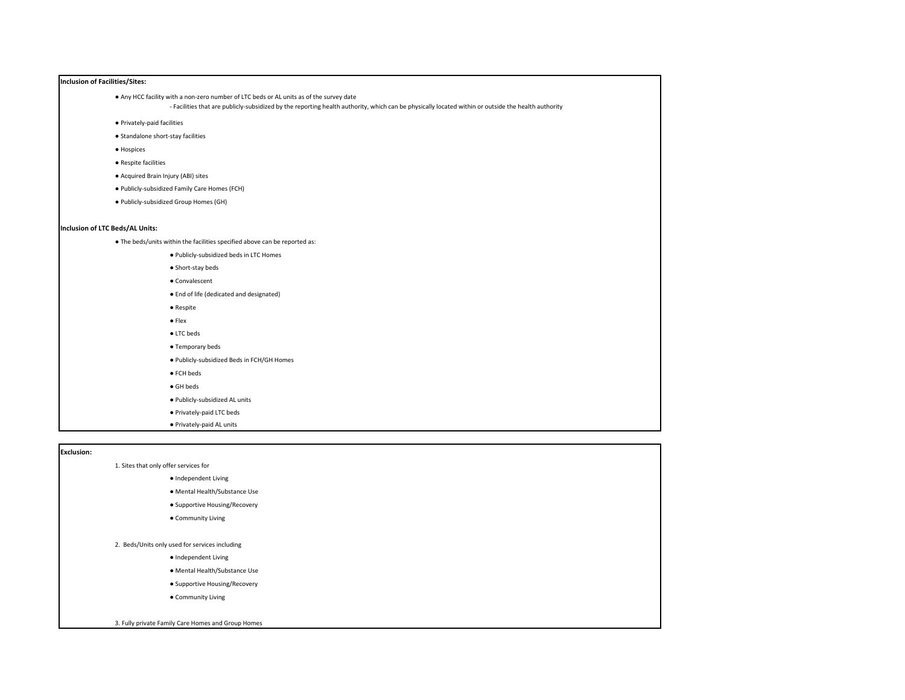**Inclusion of Facilities/Sites:**

- Any HCC facility with a non-zero number of LTC beds or AL units as of the survey date
  - Facilities that are publicly-subsidized by the reporting health authority, which can be physically located within or outside the health authority
- Privately-paid facilities
- Standalone short-stay facilities
- Hospices
- Respite facilities
- Acquired Brain Injury (ABI) sites
- Publicly-subsidized Family Care Homes (FCH)
- Publicly-subsidized Group Homes (GH)

**Inclusion of LTC Beds/AL Units:**

- The beds/units within the facilities specified above can be reported as:
  - Publicly-subsidized beds in LTC Homes
  - Short-stay beds
  - Convalescent
  - End of life (dedicated and designated)
  - Respite
  - Flex
  - LTC beds
  - Temporary beds
  - Publicly-subsidized Beds in FCH/GH Homes
  - FCH beds
  - GH beds
  - Publicly-subsidized AL units
  - Privately-paid LTC beds
  - Privately-paid AL units

**Exclusion:**

1. Sites that only offer services for
   - Independent Living
   - Mental Health/Substance Use
   - Supportive Housing/Recovery
   - Community Living

2. Beds/Units only used for services including
   - Independent Living
   - Mental Health/Substance Use
   - Supportive Housing/Recovery
   - Community Living

3. Fully private Family Care Homes and Group Homes